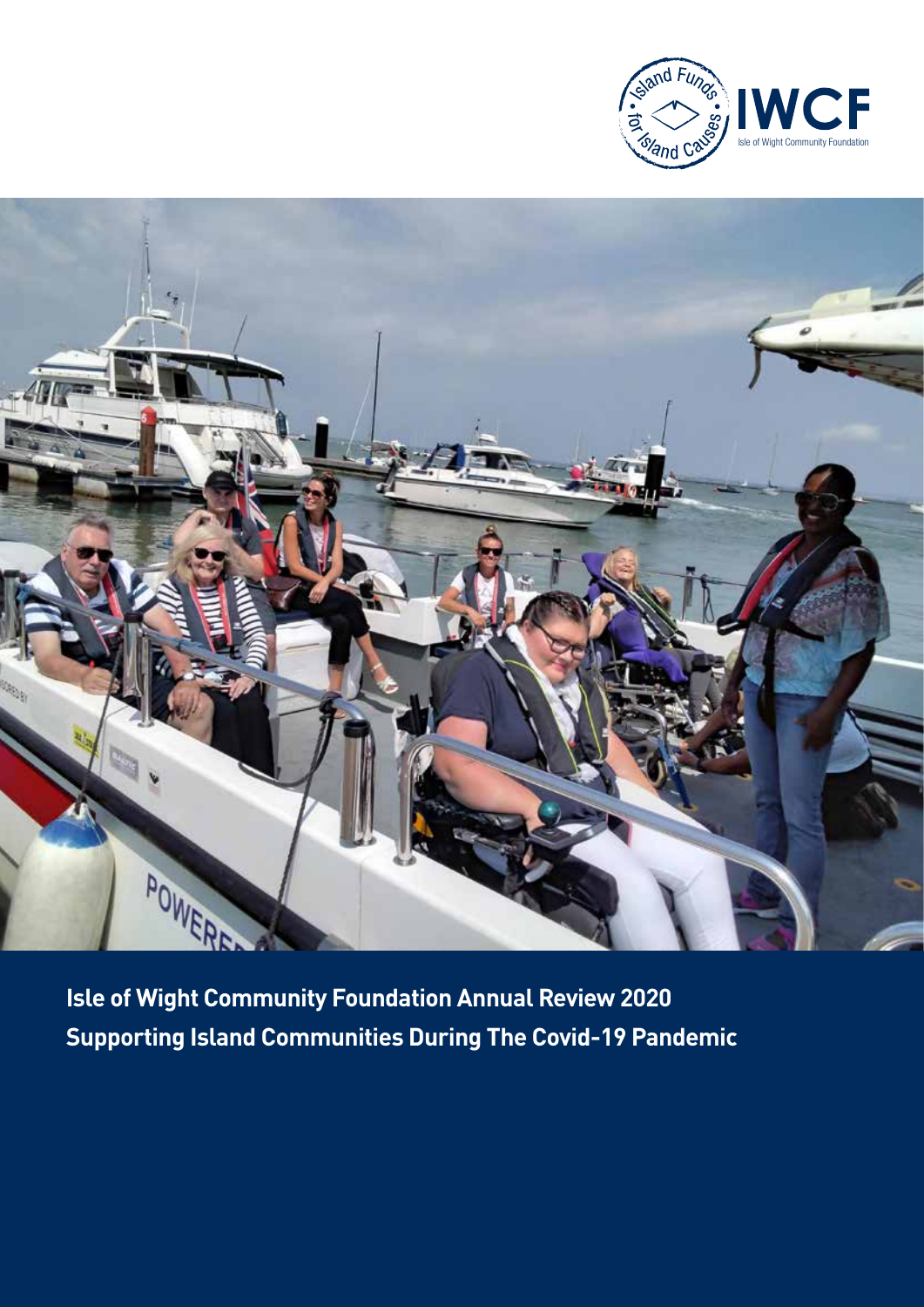Island Funds for Island Causes

**IWCF**

Isle of Wight Community Foundation

# Isle of Wight Community Foundation Annual Review 2020

## Supporting Island Communities During The Covid-19 Pandemic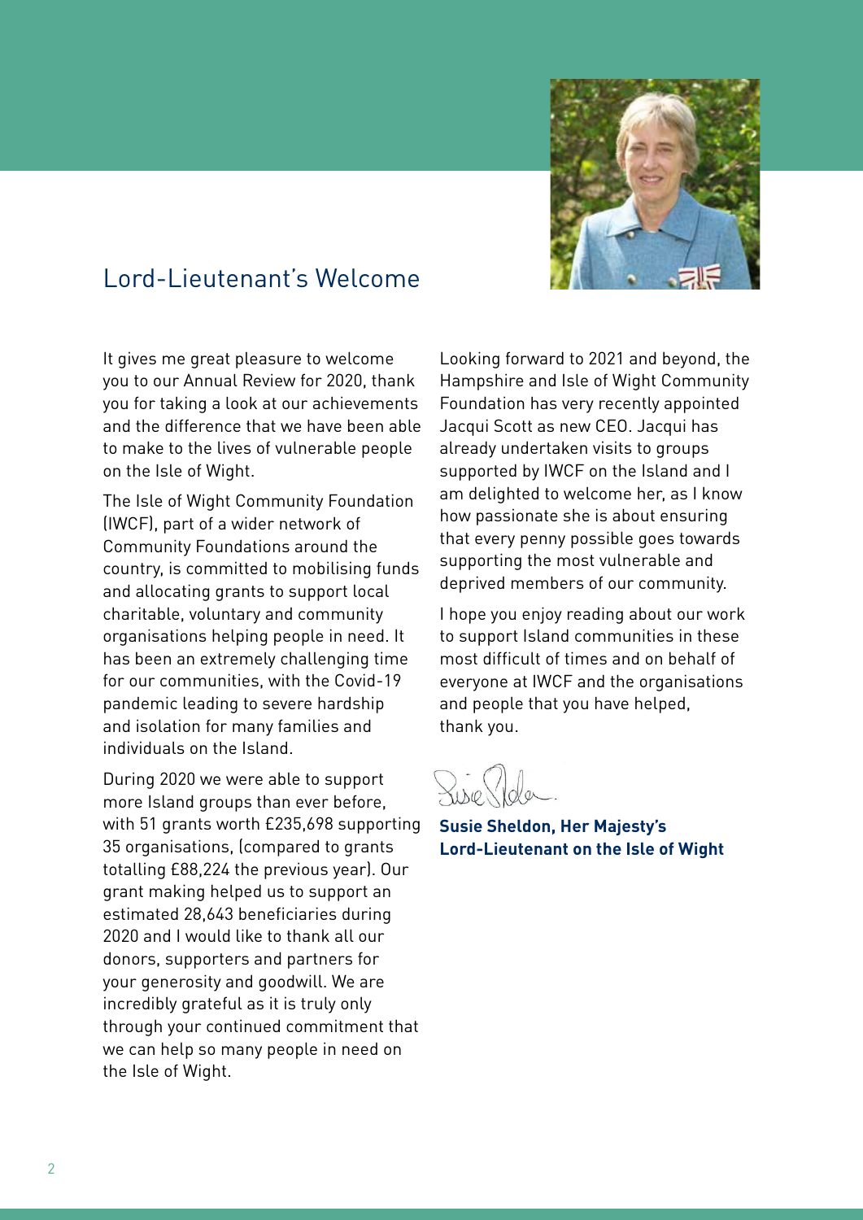# Lord-Lieutenant's Welcome

It gives me great pleasure to welcome you to our Annual Review for 2020, thank you for taking a look at our achievements and the difference that we have been able to make to the lives of vulnerable people on the Isle of Wight.

The Isle of Wight Community Foundation (IWCF), part of a wider network of Community Foundations around the country, is committed to mobilising funds and allocating grants to support local charitable, voluntary and community organisations helping people in need. It has been an extremely challenging time for our communities, with the Covid-19 pandemic leading to severe hardship and isolation for many families and individuals on the Island.

During 2020 we were able to support more Island groups than ever before, with 51 grants worth £235,698 supporting 35 organisations, (compared to grants totalling £88,224 the previous year). Our grant making helped us to support an estimated 28,643 beneficiaries during 2020 and I would like to thank all our donors, supporters and partners for your generosity and goodwill. We are incredibly grateful as it is truly only through your continued commitment that we can help so many people in need on the Isle of Wight.

Looking forward to 2021 and beyond, the Hampshire and Isle of Wight Community Foundation has very recently appointed Jacqui Scott as new CEO. Jacqui has already undertaken visits to groups supported by IWCF on the Island and I am delighted to welcome her, as I know how passionate she is about ensuring that every penny possible goes towards supporting the most vulnerable and deprived members of our community.

I hope you enjoy reading about our work to support Island communities in these most difficult of times and on behalf of everyone at IWCF and the organisations and people that you have helped, thank you.

**Susie Sheldon, Her Majesty's Lord-Lieutenant on the Isle of Wight**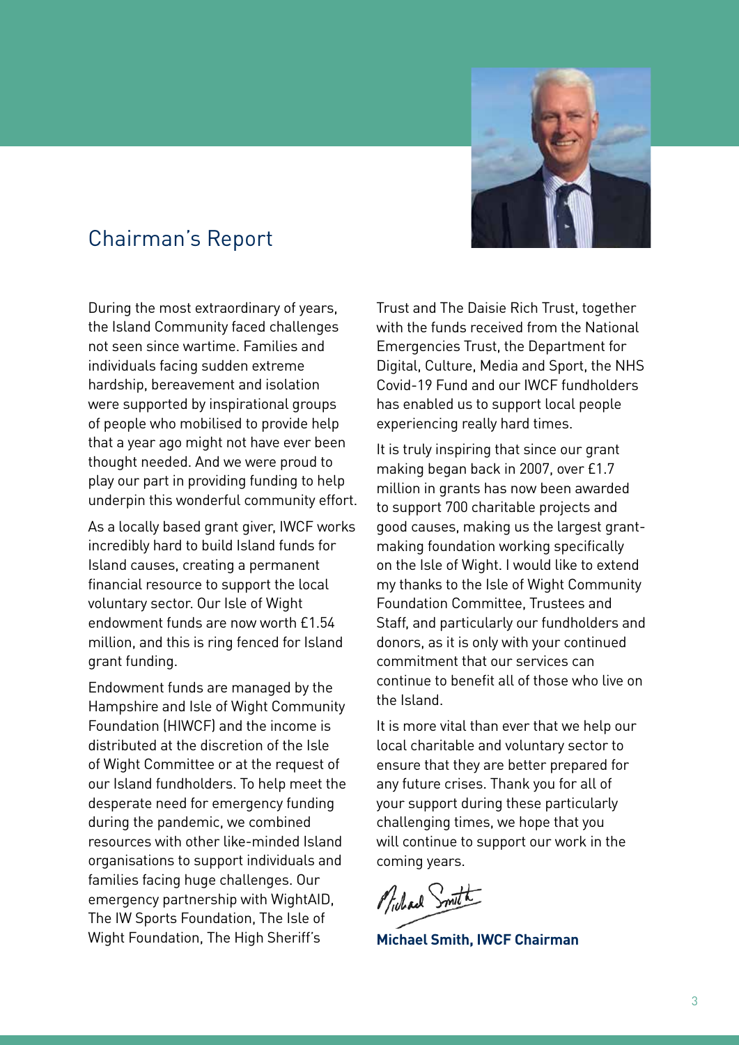# Chairman's Report

During the most extraordinary of years, the Island Community faced challenges not seen since wartime. Families and individuals facing sudden extreme hardship, bereavement and isolation were supported by inspirational groups of people who mobilised to provide help that a year ago might not have ever been thought needed. And we were proud to play our part in providing funding to help underpin this wonderful community effort.

As a locally based grant giver, IWCF works incredibly hard to build Island funds for Island causes, creating a permanent financial resource to support the local voluntary sector. Our Isle of Wight endowment funds are now worth £1.54 million, and this is ring fenced for Island grant funding.

Endowment funds are managed by the Hampshire and Isle of Wight Community Foundation (HIWCF) and the income is distributed at the discretion of the Isle of Wight Committee or at the request of our Island fundholders. To help meet the desperate need for emergency funding during the pandemic, we combined resources with other like-minded Island organisations to support individuals and families facing huge challenges. Our emergency partnership with WightAID, The IW Sports Foundation, The Isle of Wight Foundation, The High Sheriff's Trust and The Daisie Rich Trust, together with the funds received from the National Emergencies Trust, the Department for Digital, Culture, Media and Sport, the NHS Covid-19 Fund and our IWCF fundholders has enabled us to support local people experiencing really hard times.

It is truly inspiring that since our grant making began back in 2007, over £1.7 million in grants has now been awarded to support 700 charitable projects and good causes, making us the largest grant-making foundation working specifically on the Isle of Wight. I would like to extend my thanks to the Isle of Wight Community Foundation Committee, Trustees and Staff, and particularly our fundholders and donors, as it is only with your continued commitment that our services can continue to benefit all of those who live on the Island.

It is more vital than ever that we help our local charitable and voluntary sector to ensure that they are better prepared for any future crises. Thank you for all of your support during these particularly challenging times, we hope that you will continue to support our work in the coming years.

Michael Smith

**Michael Smith, IWCF Chairman**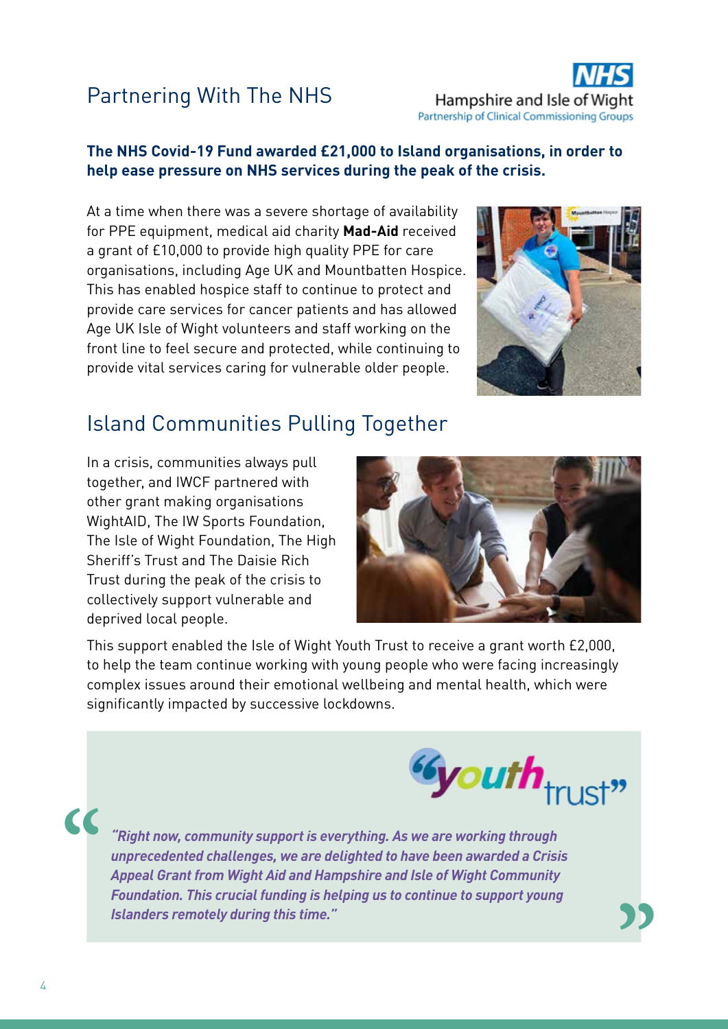## Partnering With The NHS

NHS Hampshire and Isle of Wight Partnership of Clinical Commissioning Groups

**The NHS Covid-19 Fund awarded £21,000 to Island organisations, in order to help ease pressure on NHS services during the peak of the crisis.**

At a time when there was a severe shortage of availability for PPE equipment, medical aid charity **Mad-Aid** received a grant of £10,000 to provide high quality PPE for care organisations, including Age UK and Mountbatten Hospice. This has enabled hospice staff to continue to protect and provide care services for cancer patients and has allowed Age UK Isle of Wight volunteers and staff working on the front line to feel secure and protected, while continuing to provide vital services caring for vulnerable older people.

## Island Communities Pulling Together

In a crisis, communities always pull together, and IWCF partnered with other grant making organisations WightAID, The IW Sports Foundation, The Isle of Wight Foundation, The High Sheriff's Trust and The Daisie Rich Trust during the peak of the crisis to collectively support vulnerable and deprived local people.

This support enabled the Isle of Wight Youth Trust to receive a grant worth £2,000, to help the team continue working with young people who were facing increasingly complex issues around their emotional wellbeing and mental health, which were significantly impacted by successive lockdowns.

"youth trust"

> ***"Right now, community support is everything. As we are working through unprecedented challenges, we are delighted to have been awarded a Crisis Appeal Grant from Wight Aid and Hampshire and Isle of Wight Community Foundation. This crucial funding is helping us to continue to support young Islanders remotely during this time."***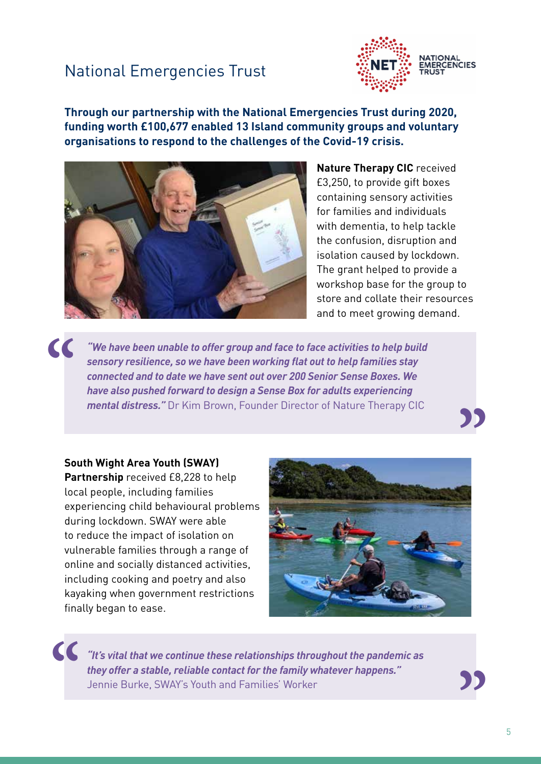# National Emergencies Trust

**Through our partnership with the National Emergencies Trust during 2020, funding worth £100,677 enabled 13 Island community groups and voluntary organisations to respond to the challenges of the Covid-19 crisis.**

**Nature Therapy CIC** received £3,250, to provide gift boxes containing sensory activities for families and individuals with dementia, to help tackle the confusion, disruption and isolation caused by lockdown. The grant helped to provide a workshop base for the group to store and collate their resources and to meet growing demand.

> ***"We have been unable to offer group and face to face activities to help build sensory resilience, so we have been working flat out to help families stay connected and to date we have sent out over 200 Senior Sense Boxes. We have also pushed forward to design a Sense Box for adults experiencing mental distress."*** Dr Kim Brown, Founder Director of Nature Therapy CIC

**South Wight Area Youth (SWAY) Partnership** received £8,228 to help local people, including families experiencing child behavioural problems during lockdown. SWAY were able to reduce the impact of isolation on vulnerable families through a range of online and socially distanced activities, including cooking and poetry and also kayaking when government restrictions finally began to ease.

> ***"It's vital that we continue these relationships throughout the pandemic as they offer a stable, reliable contact for the family whatever happens."*** Jennie Burke, SWAY's Youth and Families' Worker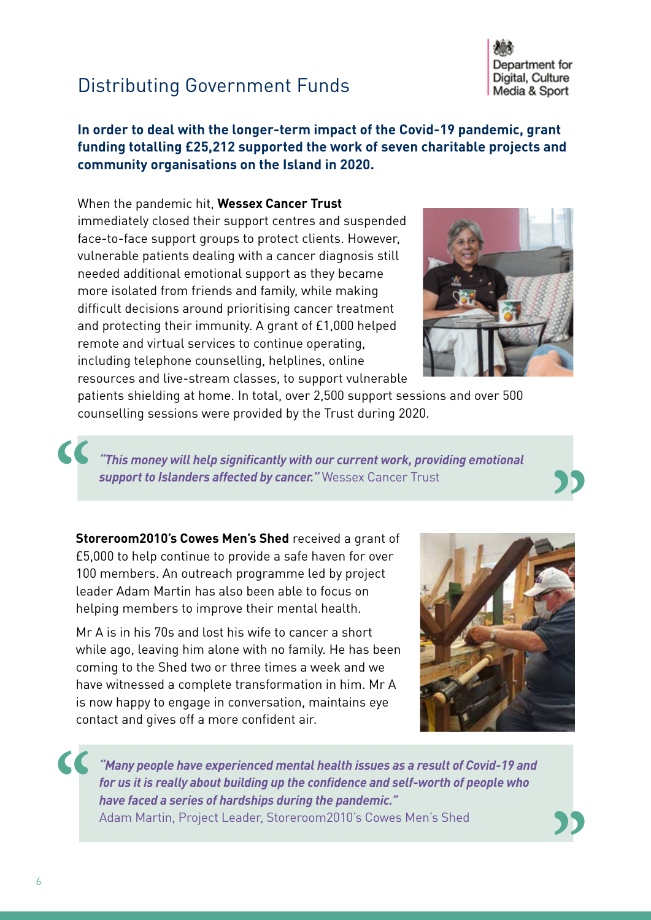# Distributing Government Funds

**In order to deal with the longer-term impact of the Covid-19 pandemic, grant funding totalling £25,212 supported the work of seven charitable projects and community organisations on the Island in 2020.**

When the pandemic hit, **Wessex Cancer Trust** immediately closed their support centres and suspended face-to-face support groups to protect clients. However, vulnerable patients dealing with a cancer diagnosis still needed additional emotional support as they became more isolated from friends and family, while making difficult decisions around prioritising cancer treatment and protecting their immunity. A grant of £1,000 helped remote and virtual services to continue operating, including telephone counselling, helplines, online resources and live-stream classes, to support vulnerable patients shielding at home. In total, over 2,500 support sessions and over 500 counselling sessions were provided by the Trust during 2020.

> ***"This money will help significantly with our current work, providing emotional support to Islanders affected by cancer."*** Wessex Cancer Trust

**Storeroom2010's Cowes Men's Shed** received a grant of £5,000 to help continue to provide a safe haven for over 100 members. An outreach programme led by project leader Adam Martin has also been able to focus on helping members to improve their mental health.

Mr A is in his 70s and lost his wife to cancer a short while ago, leaving him alone with no family. He has been coming to the Shed two or three times a week and we have witnessed a complete transformation in him. Mr A is now happy to engage in conversation, maintains eye contact and gives off a more confident air.

> ***"Many people have experienced mental health issues as a result of Covid-19 and for us it is really about building up the confidence and self-worth of people who have faced a series of hardships during the pandemic."***
> Adam Martin, Project Leader, Storeroom2010's Cowes Men's Shed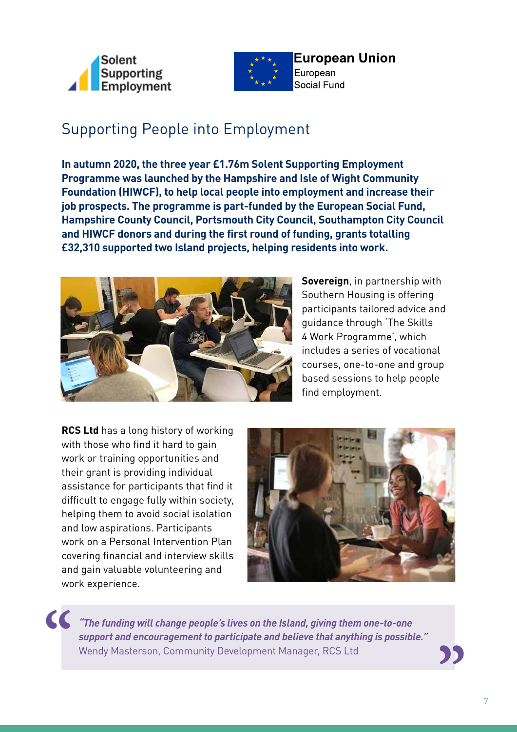Solent Supporting Employment

European Union
European Social Fund

## Supporting People into Employment

**In autumn 2020, the three year £1.76m Solent Supporting Employment Programme was launched by the Hampshire and Isle of Wight Community Foundation (HIWCF), to help local people into employment and increase their job prospects. The programme is part-funded by the European Social Fund, Hampshire County Council, Portsmouth City Council, Southampton City Council and HIWCF donors and during the first round of funding, grants totalling £32,310 supported two Island projects, helping residents into work.**

**Sovereign**, in partnership with Southern Housing is offering participants tailored advice and guidance through 'The Skills 4 Work Programme', which includes a series of vocational courses, one-to-one and group based sessions to help people find employment.

**RCS Ltd** has a long history of working with those who find it hard to gain work or training opportunities and their grant is providing individual assistance for participants that find it difficult to engage fully within society, helping them to avoid social isolation and low aspirations. Participants work on a Personal Intervention Plan covering financial and interview skills and gain valuable volunteering and work experience.

> ***"The funding will change people's lives on the Island, giving them one-to-one support and encouragement to participate and believe that anything is possible."***
> Wendy Masterson, Community Development Manager, RCS Ltd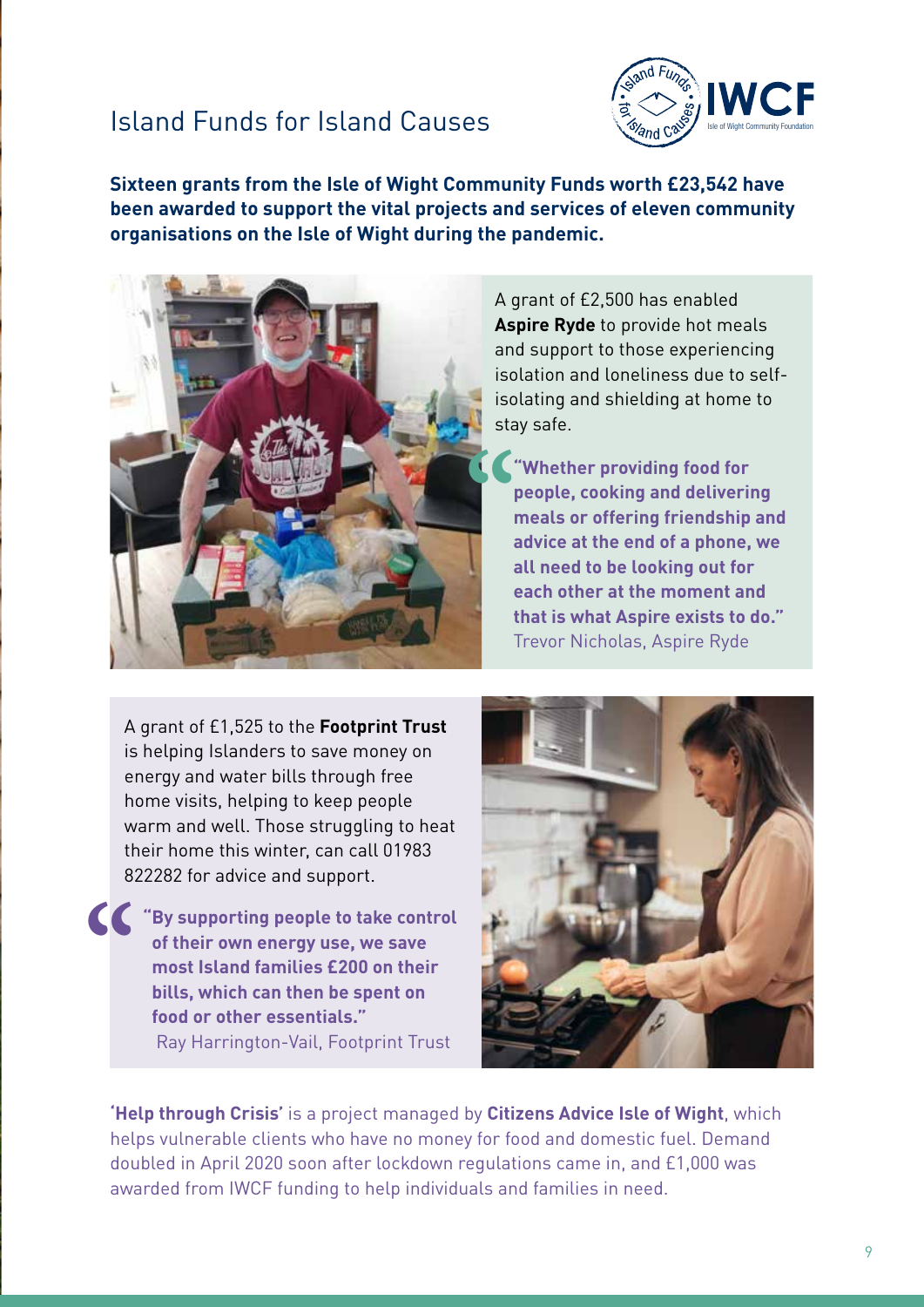# Island Funds for Island Causes

**Sixteen grants from the Isle of Wight Community Funds worth £23,542 have been awarded to support the vital projects and services of eleven community organisations on the Isle of Wight during the pandemic.**

A grant of £2,500 has enabled **Aspire Ryde** to provide hot meals and support to those experiencing isolation and loneliness due to self-isolating and shielding at home to stay safe.

> **"Whether providing food for people, cooking and delivering meals or offering friendship and advice at the end of a phone, we all need to be looking out for each other at the moment and that is what Aspire exists to do."**
> Trevor Nicholas, Aspire Ryde

A grant of £1,525 to the **Footprint Trust** is helping Islanders to save money on energy and water bills through free home visits, helping to keep people warm and well. Those struggling to heat their home this winter, can call 01983 822282 for advice and support.

> **"By supporting people to take control of their own energy use, we save most Island families £200 on their bills, which can then be spent on food or other essentials."**
> Ray Harrington-Vail, Footprint Trust

**'Help through Crisis'** is a project managed by **Citizens Advice Isle of Wight**, which helps vulnerable clients who have no money for food and domestic fuel. Demand doubled in April 2020 soon after lockdown regulations came in, and £1,000 was awarded from IWCF funding to help individuals and families in need.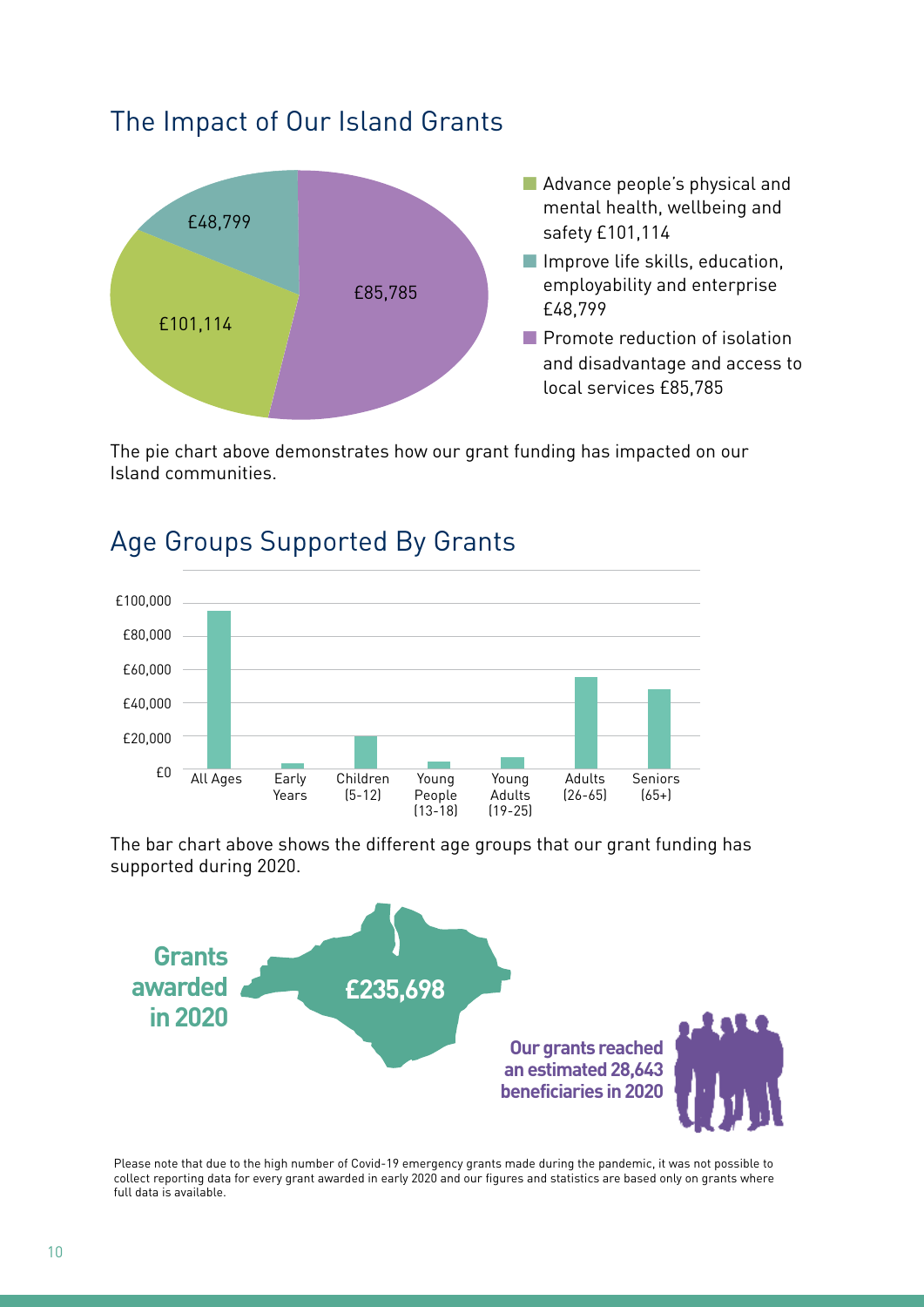## The Impact of Our Island Grants

- Advance people's physical and mental health, wellbeing and safety £101,114
- Improve life skills, education, employability and enterprise £48,799
- Promote reduction of isolation and disadvantage and access to local services £85,785

The pie chart above demonstrates how our grant funding has impacted on our Island communities.

## Age Groups Supported By Grants

The bar chart above shows the different age groups that our grant funding has supported during 2020.

**Grants awarded in 2020**

**£235,698**

**Our grants reached an estimated 28,643 beneficiaries in 2020**

Please note that due to the high number of Covid-19 emergency grants made during the pandemic, it was not possible to collect reporting data for every grant awarded in early 2020 and our figures and statistics are based only on grants where full data is available.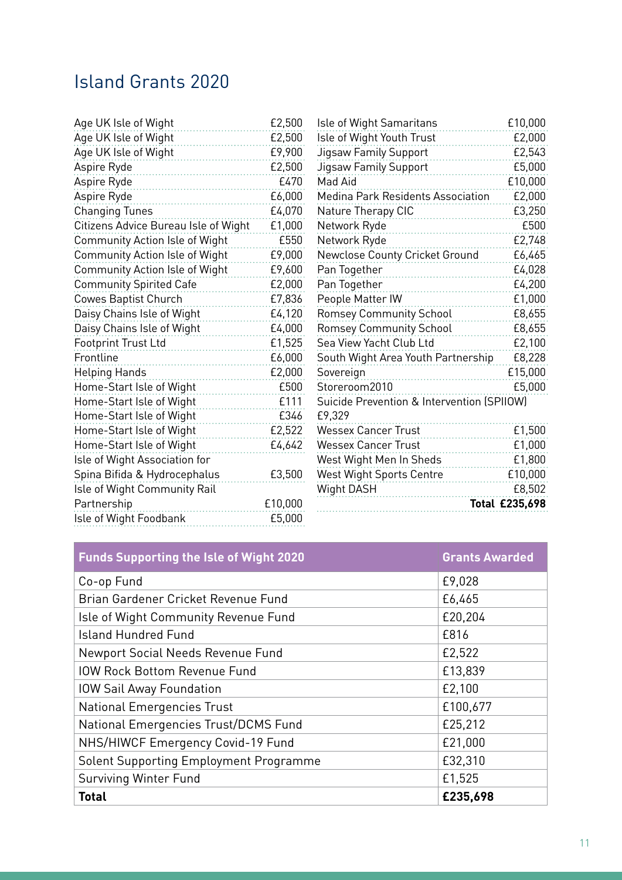# Island Grants 2020

| Organisation | Amount |
|---|---|
| Age UK Isle of Wight | £2,500 |
| Age UK Isle of Wight | £2,500 |
| Age UK Isle of Wight | £9,900 |
| Aspire Ryde | £2,500 |
| Aspire Ryde | £470 |
| Aspire Ryde | £6,000 |
| Changing Tunes | £4,070 |
| Citizens Advice Bureau Isle of Wight | £1,000 |
| Community Action Isle of Wight | £550 |
| Community Action Isle of Wight | £9,000 |
| Community Action Isle of Wight | £9,600 |
| Community Spirited Cafe | £2,000 |
| Cowes Baptist Church | £7,836 |
| Daisy Chains Isle of Wight | £4,120 |
| Daisy Chains Isle of Wight | £4,000 |
| Footprint Trust Ltd | £1,525 |
| Frontline | £6,000 |
| Helping Hands | £2,000 |
| Home-Start Isle of Wight | £500 |
| Home-Start Isle of Wight | £111 |
| Home-Start Isle of Wight | £346 |
| Home-Start Isle of Wight | £2,522 |
| Home-Start Isle of Wight | £4,642 |
| Isle of Wight Association for Spina Bifida & Hydrocephalus | £3,500 |
| Isle of Wight Community Rail Partnership | £10,000 |
| Isle of Wight Foodbank | £5,000 |
| Isle of Wight Samaritans | £10,000 |
| Isle of Wight Youth Trust | £2,000 |
| Jigsaw Family Support | £2,543 |
| Jigsaw Family Support | £5,000 |
| Mad Aid | £10,000 |
| Medina Park Residents Association | £2,000 |
| Nature Therapy CIC | £3,250 |
| Network Ryde | £500 |
| Network Ryde | £2,748 |
| Newclose County Cricket Ground | £6,465 |
| Pan Together | £4,028 |
| Pan Together | £4,200 |
| People Matter IW | £1,000 |
| Romsey Community School | £8,655 |
| Romsey Community School | £8,655 |
| Sea View Yacht Club Ltd | £2,100 |
| South Wight Area Youth Partnership | £8,228 |
| Sovereign | £15,000 |
| Storeroom2010 | £5,000 |
| Suicide Prevention & Intervention (SPIIOW) | £9,329 |
| Wessex Cancer Trust | £1,500 |
| Wessex Cancer Trust | £1,000 |
| West Wight Men In Sheds | £1,800 |
| West Wight Sports Centre | £10,000 |
| Wight DASH | £8,502 |
| **Total** | **£235,698** |

| Funds Supporting the Isle of Wight 2020 | Grants Awarded |
|---|---|
| Co-op Fund | £9,028 |
| Brian Gardener Cricket Revenue Fund | £6,465 |
| Isle of Wight Community Revenue Fund | £20,204 |
| Island Hundred Fund | £816 |
| Newport Social Needs Revenue Fund | £2,522 |
| IOW Rock Bottom Revenue Fund | £13,839 |
| IOW Sail Away Foundation | £2,100 |
| National Emergencies Trust | £100,677 |
| National Emergencies Trust/DCMS Fund | £25,212 |
| NHS/HIWCF Emergency Covid-19 Fund | £21,000 |
| Solent Supporting Employment Programme | £32,310 |
| Surviving Winter Fund | £1,525 |
| **Total** | **£235,698** |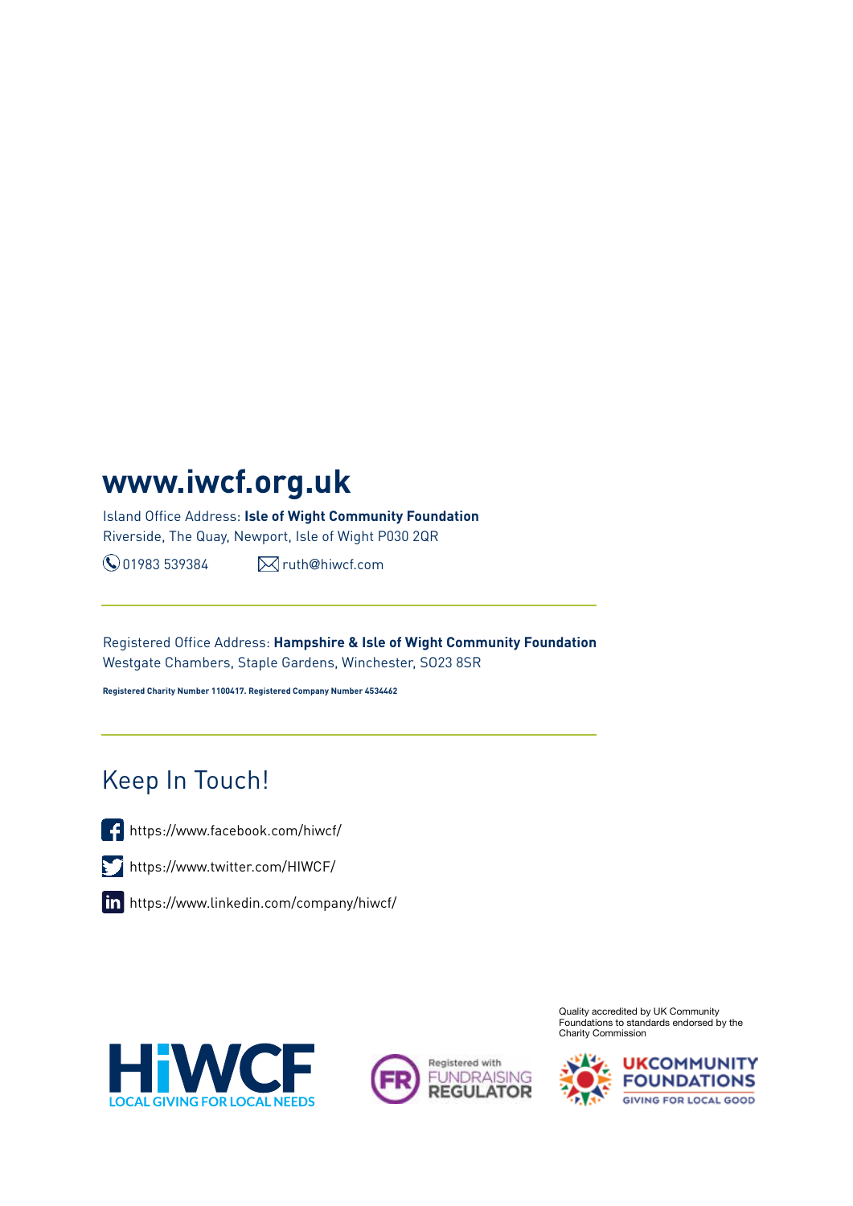# www.iwcf.org.uk

Island Office Address: **Isle of Wight Community Foundation**
Riverside, The Quay, Newport, Isle of Wight P030 2QR

01983 539384 ruth@hiwcf.com

---

Registered Office Address: **Hampshire & Isle of Wight Community Foundation**
Westgate Chambers, Staple Gardens, Winchester, SO23 8SR

**Registered Charity Number 1100417. Registered Company Number 4534462**

---

## Keep In Touch!

https://www.facebook.com/hiwcf/

https://www.twitter.com/HIWCF/

https://www.linkedin.com/company/hiwcf/

HiWCF
LOCAL GIVING FOR LOCAL NEEDS

Registered with FUNDRAISING REGULATOR

Quality accredited by UK Community Foundations to standards endorsed by the Charity Commission

UKCOMMUNITY FOUNDATIONS
GIVING FOR LOCAL GOOD